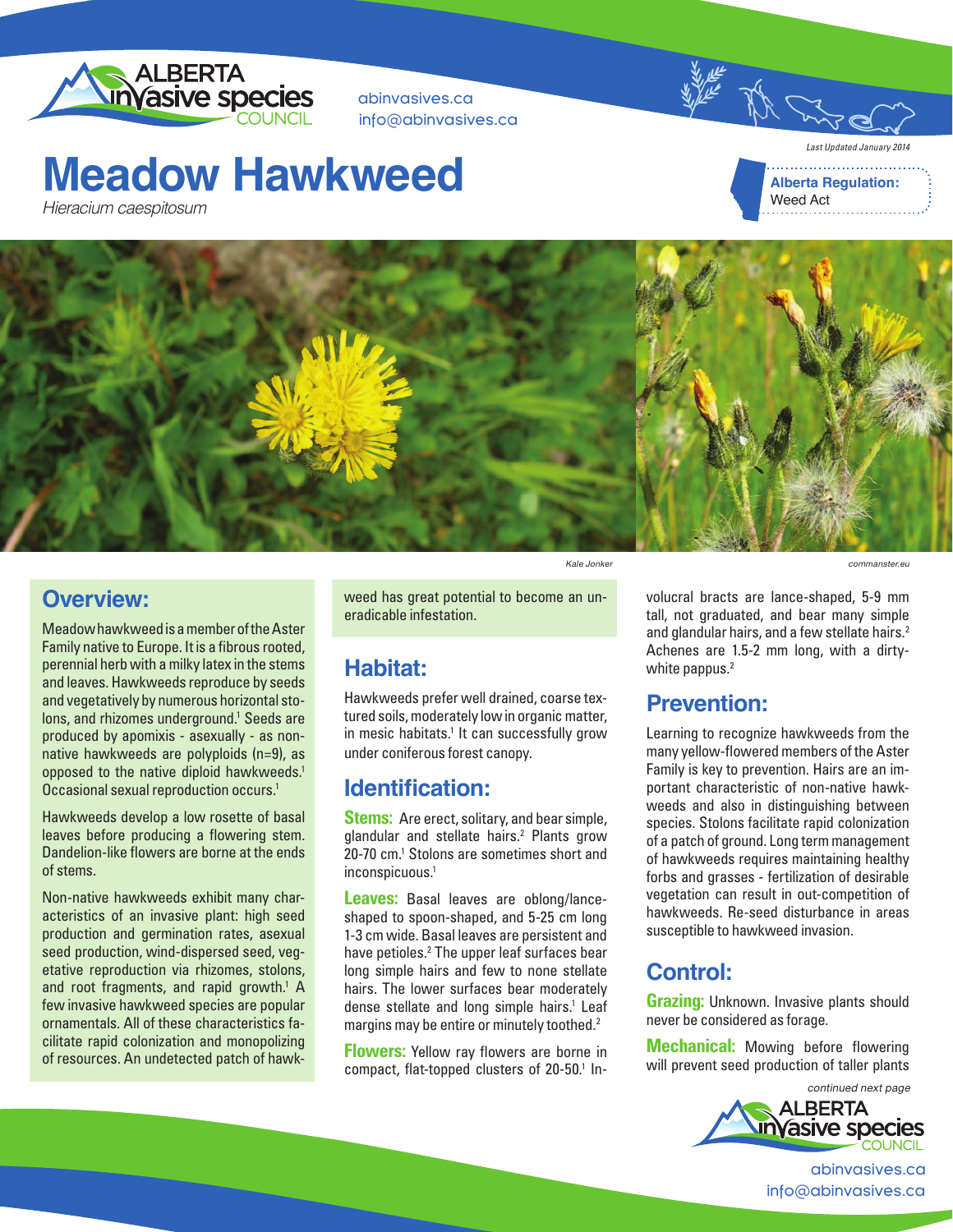# Meadow Hawkweed

*Hieracium caespitosum*

Last Updated January 2014

**Alberta Regulation:** Weed Act

Kale Jonker

commanster.eu

## Overview:

Meadow hawkweed is a member of the Aster Family native to Europe. It is a fibrous rooted, perennial herb with a milky latex in the stems and leaves. Hawkweeds reproduce by seeds and vegetatively by numerous horizontal stolons, and rhizomes underground.[1] Seeds are produced by apomixis - asexually - as non-native hawkweeds are polyploids (n=9), as opposed to the native diploid hawkweeds.[1] Occasional sexual reproduction occurs.[1]

Hawkweeds develop a low rosette of basal leaves before producing a flowering stem. Dandelion-like flowers are borne at the ends of stems.

Non-native hawkweeds exhibit many characteristics of an invasive plant: high seed production and germination rates, asexual seed production, wind-dispersed seed, vegetative reproduction via rhizomes, stolons, and root fragments, and rapid growth.[1] A few invasive hawkweed species are popular ornamentals. All of these characteristics facilitate rapid colonization and monopolizing of resources. An undetected patch of hawkweed has great potential to become an uneradicable infestation.

## Habitat:

Hawkweeds prefer well drained, coarse textured soils, moderately low in organic matter, in mesic habitats.[1] It can successfully grow under coniferous forest canopy.

## Identification:

**Stems:** Are erect, solitary, and bear simple, glandular and stellate hairs.[2] Plants grow 20-70 cm.[1] Stolons are sometimes short and inconspicuous.[1]

**Leaves:** Basal leaves are oblong/lance-shaped to spoon-shaped, and 5-25 cm long 1-3 cm wide. Basal leaves are persistent and have petioles.[2] The upper leaf surfaces bear long simple hairs and few to none stellate hairs. The lower surfaces bear moderately dense stellate and long simple hairs.[1] Leaf margins may be entire or minutely toothed.[2]

**Flowers:** Yellow ray flowers are borne in compact, flat-topped clusters of 20-50.[1] Involucral bracts are lance-shaped, 5-9 mm tall, not graduated, and bear many simple and glandular hairs, and a few stellate hairs.[2] Achenes are 1.5-2 mm long, with a dirty-white pappus.[2]

## Prevention:

Learning to recognize hawkweeds from the many yellow-flowered members of the Aster Family is key to prevention. Hairs are an important characteristic of non-native hawkweeds and also in distinguishing between species. Stolons facilitate rapid colonization of a patch of ground. Long term management of hawkweeds requires maintaining healthy forbs and grasses - fertilization of desirable vegetation can result in out-competition of hawkweeds. Re-seed disturbance in areas susceptible to hawkweed invasion.

## Control:

**Grazing:** Unknown. Invasive plants should never be considered as forage.

**Mechanical:** Mowing before flowering will prevent seed production of taller plants

*continued next page*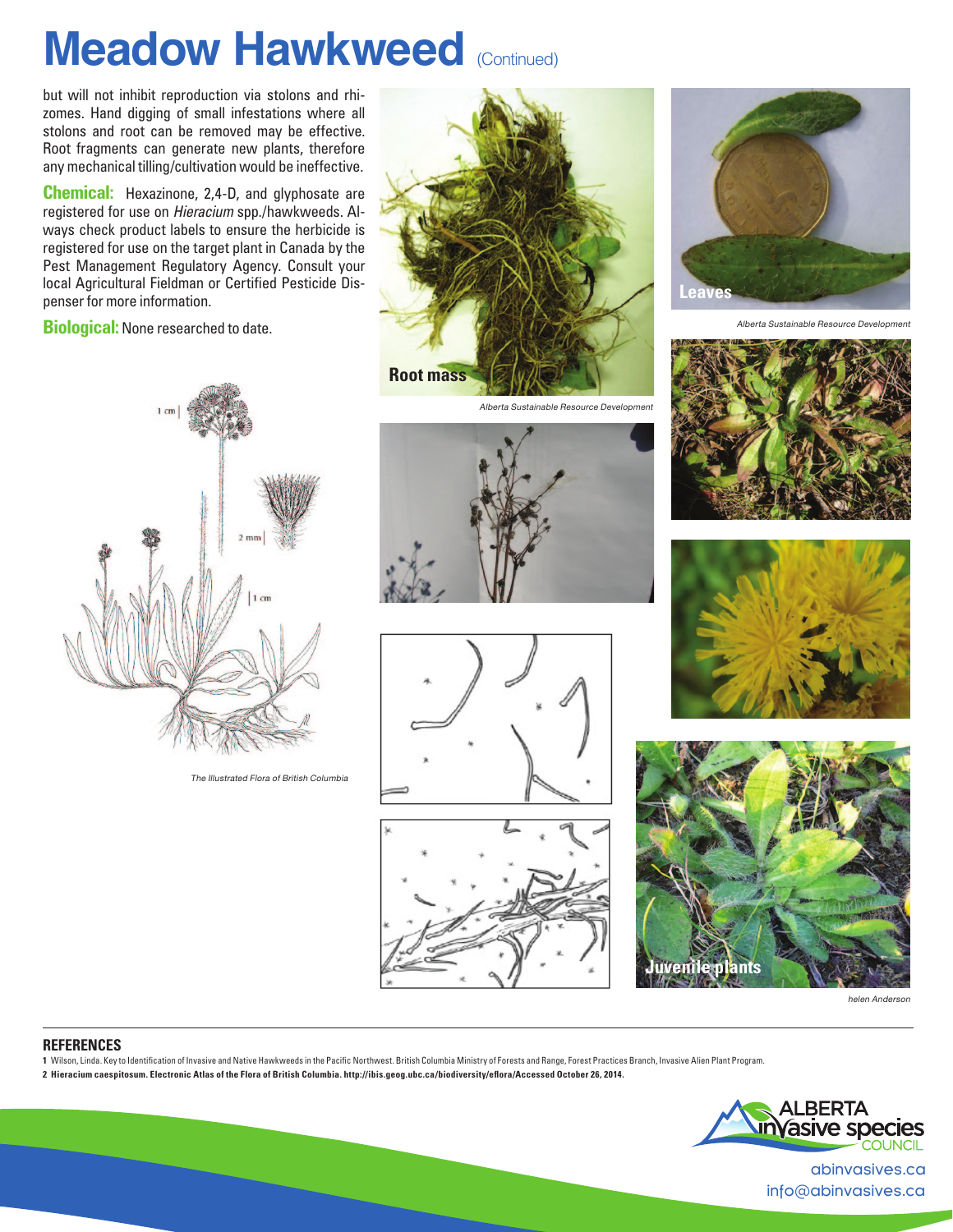# Meadow Hawkweed (Continued)

but will not inhibit reproduction via stolons and rhizomes. Hand digging of small infestations where all stolons and root can be removed may be effective. Root fragments can generate new plants, therefore any mechanical tilling/cultivation would be ineffective.

**Chemical:** Hexazinone, 2,4-D, and glyphosate are registered for use on *Hieracium* spp./hawkweeds. Always check product labels to ensure the herbicide is registered for use on the target plant in Canada by the Pest Management Regulatory Agency. Consult your local Agricultural Fieldman or Certified Pesticide Dispenser for more information.

**Biological:** None researched to date.

*The Illustrated Flora of British Columbia*

Root mass

*Alberta Sustainable Resource Development*

Leaves

*Alberta Sustainable Resource Development*

Juvenile plants

*helen Anderson*

## REFERENCES

**1** Wilson, Linda. Key to Identification of Invasive and Native Hawkweeds in the Pacific Northwest. British Columbia Ministry of Forests and Range, Forest Practices Branch, Invasive Alien Plant Program.

**2 Hieracium caespitosum. Electronic Atlas of the Flora of British Columbia. http://ibis.geog.ubc.ca/biodiversity/eflora/Accessed October 26, 2014.**

ALBERTA invasive species COUNCIL

abinvasives.ca

info@abinvasives.ca